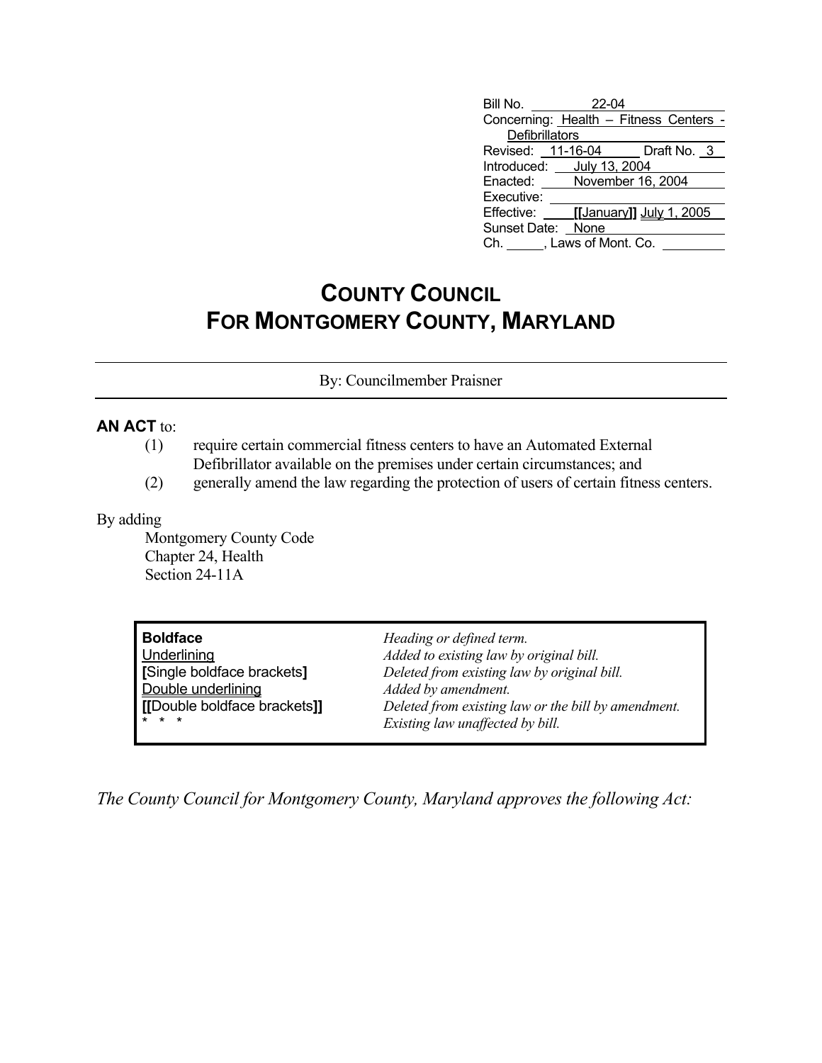| | |
|---|---|
| Bill No. | 22-04 |
| Concerning: | Health – Fitness Centers - Defibrillators |
| Revised: 11-16-04 | Draft No. 3 |
| Introduced: | July 13, 2004 |
| Enacted: | November 16, 2004 |
| Executive: | |
| Effective: | **[[**January**]]** July 1, 2005 |
| Sunset Date: | None |
| Ch. ____, Laws of Mont. Co. | |

# COUNTY COUNCIL
# FOR MONTGOMERY COUNTY, MARYLAND

By: Councilmember Praisner

**AN ACT** to:

(1) require certain commercial fitness centers to have an Automated External Defibrillator available on the premises under certain circumstances; and

(2) generally amend the law regarding the protection of users of certain fitness centers.

By adding

Montgomery County Code
Chapter 24, Health
Section 24-11A

| | |
|---|---|
| **Boldface** | *Heading or defined term.* |
| Underlining | *Added to existing law by original bill.* |
| **[**Single boldface brackets**]** | *Deleted from existing law by original bill.* |
| Double underlining | *Added by amendment.* |
| **[[**Double boldface brackets**]]** | *Deleted from existing law or the bill by amendment.* |
| * * * | *Existing law unaffected by bill.* |

*The County Council for Montgomery County, Maryland approves the following Act:*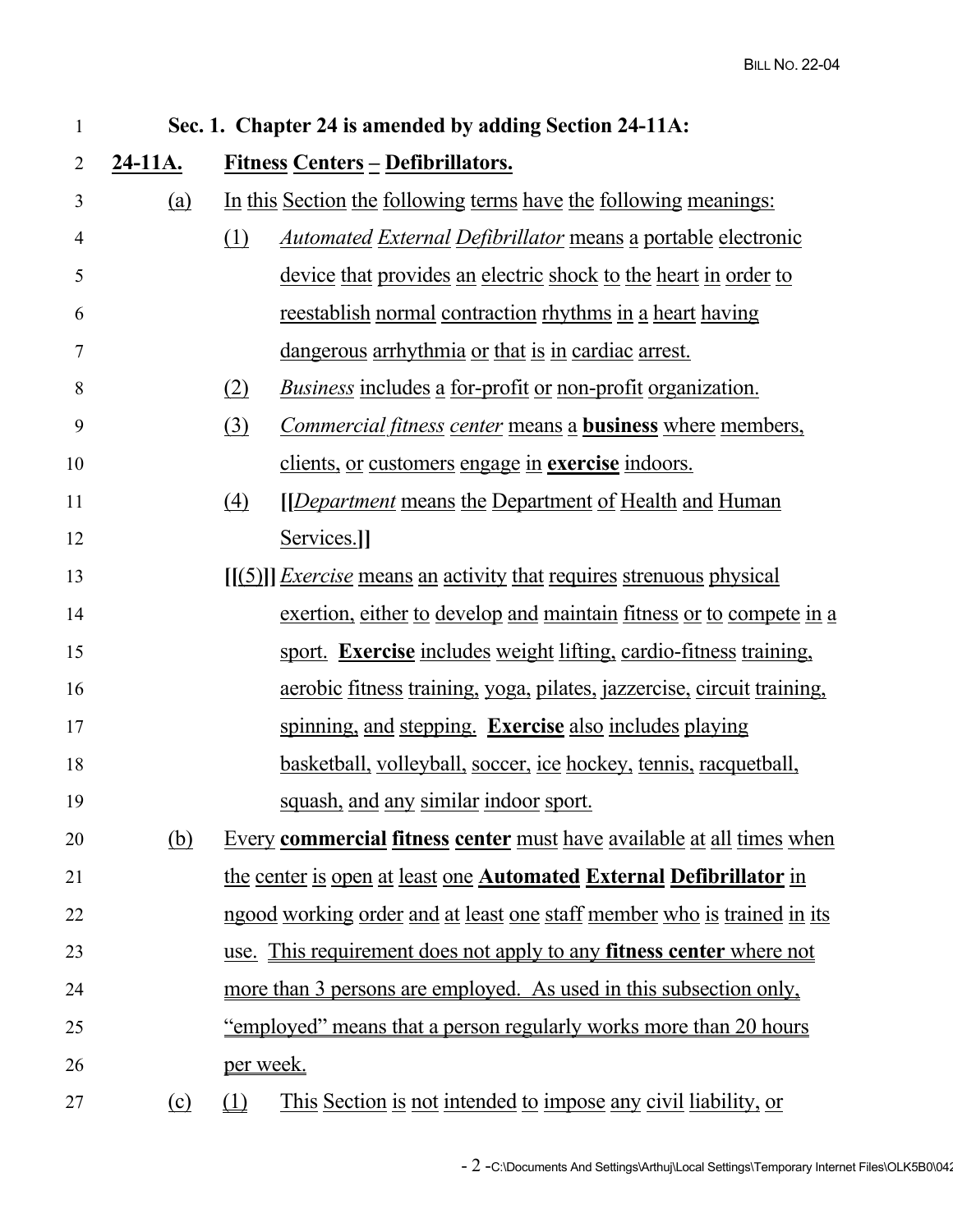**Sec. 1. Chapter 24 is amended by adding Section 24-11A:**

**24-11A. Fitness Centers – Defibrillators.**

(a) In this Section the following terms have the following meanings:

(1) *Automated External Defibrillator* means a portable electronic device that provides an electric shock to the heart in order to reestablish normal contraction rhythms in a heart having dangerous arrhythmia or that is in cardiac arrest.

(2) *Business* includes a for-profit or non-profit organization.

(3) *Commercial fitness center* means a **business** where members, clients, or customers engage in **exercise** indoors.

(4) **[[***Department* means the Department of Health and Human Services.**]]**

**[[**(5)**]]** *Exercise* means an activity that requires strenuous physical exertion, either to develop and maintain fitness or to compete in a sport. **Exercise** includes weight lifting, cardio-fitness training, aerobic fitness training, yoga, pilates, jazzercise, circuit training, spinning, and stepping. **Exercise** also includes playing basketball, volleyball, soccer, ice hockey, tennis, racquetball, squash, and any similar indoor sport.

(b) Every **commercial fitness center** must have available at all times when the center is open at least one **Automated External Defibrillator** in ngood working order and at least one staff member who is trained in its use. This requirement does not apply to any **fitness center** where not more than 3 persons are employed. As used in this subsection only, "employed" means that a person regularly works more than 20 hours per week.

(c) (1) This Section is not intended to impose any civil liability, or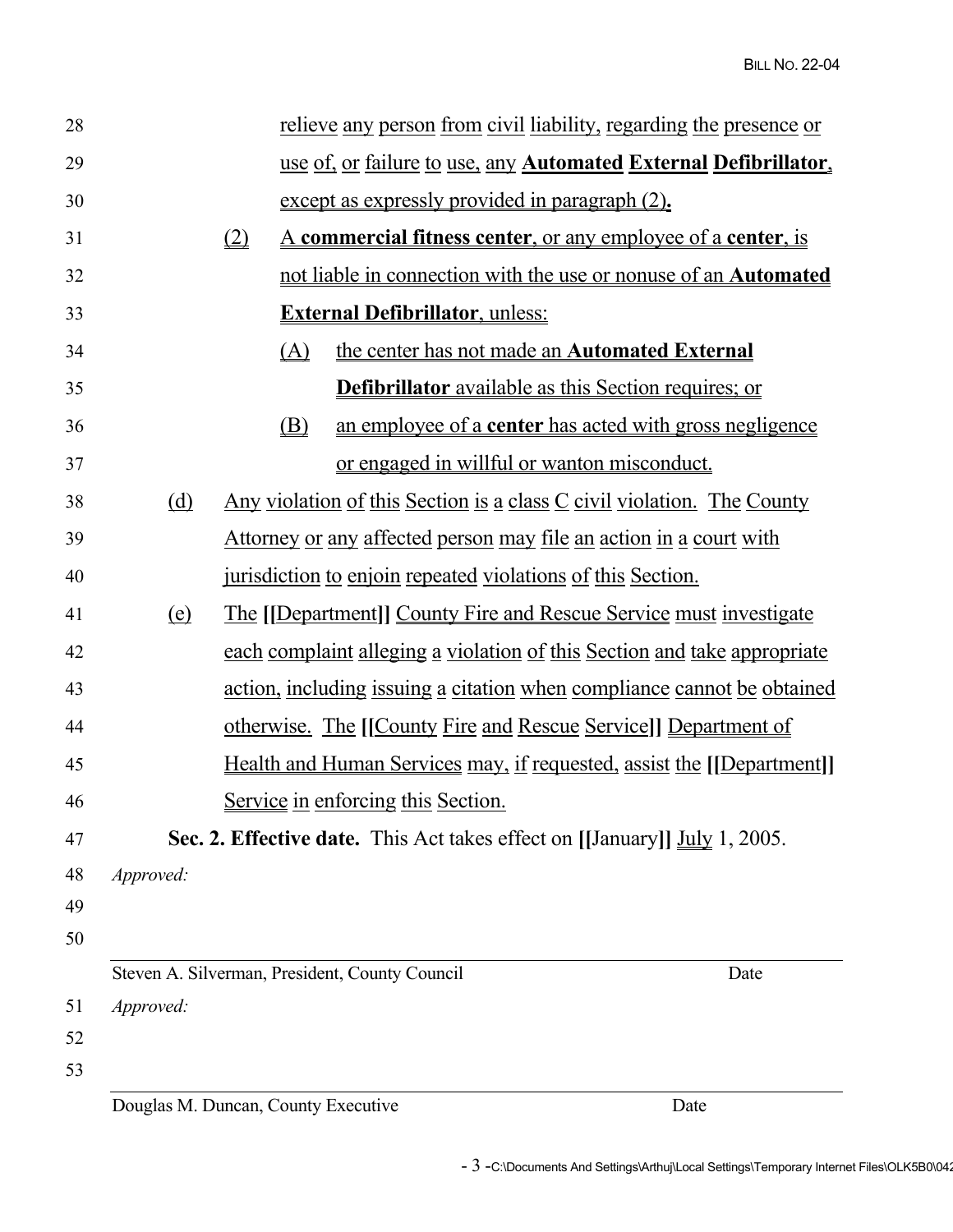relieve any person from civil liability, regarding the presence or use of, or failure to use, any **Automated External Defibrillator**, except as expressly provided in paragraph (2)**.**

(2) A **commercial fitness center**, or any employee of a **center**, is not liable in connection with the use or nonuse of an **Automated External Defibrillator**, unless:

(A) the center has not made an **Automated External Defibrillator** available as this Section requires; or

(B) an employee of a **center** has acted with gross negligence or engaged in willful or wanton misconduct.

(d) Any violation of this Section is a class C civil violation. The County Attorney or any affected person may file an action in a court with jurisdiction to enjoin repeated violations of this Section.

(e) The **[[**Department**]]** County Fire and Rescue Service must investigate each complaint alleging a violation of this Section and take appropriate action, including issuing a citation when compliance cannot be obtained otherwise. The **[[**County Fire and Rescue Service**]]** Department of Health and Human Services may, if requested, assist the **[[**Department**]]** Service in enforcing this Section.

**Sec. 2. Effective date.** This Act takes effect on **[[**January**]]** July 1, 2005.

*Approved:*

Steven A. Silverman, President, County Council — Date

*Approved:*

Douglas M. Duncan, County Executive — Date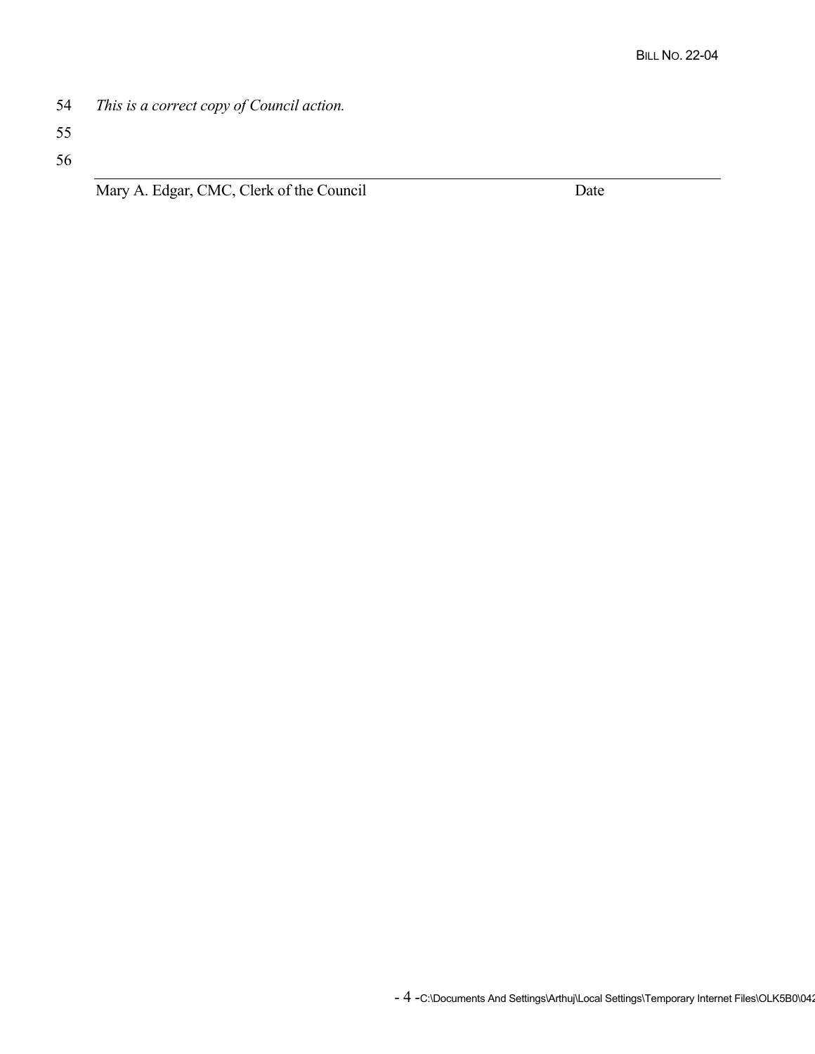*This is a correct copy of Council action.*

_______________________________________________________________________________

Mary A. Edgar, CMC, Clerk of the Council                                        Date